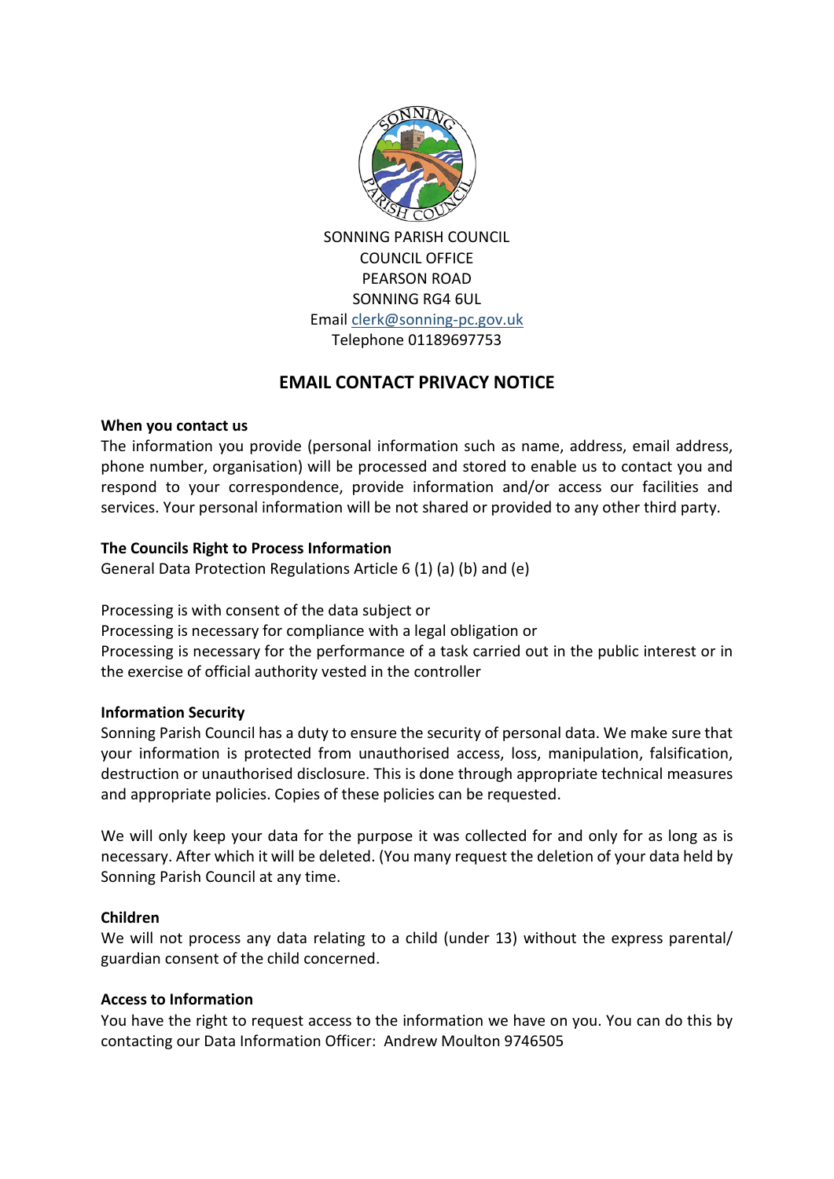SONNING PARISH COUNCIL
COUNCIL OFFICE
PEARSON ROAD
SONNING RG4 6UL
Email clerk@sonning-pc.gov.uk
Telephone 01189697753

# EMAIL CONTACT PRIVACY NOTICE

**When you contact us**

The information you provide (personal information such as name, address, email address, phone number, organisation) will be processed and stored to enable us to contact you and respond to your correspondence, provide information and/or access our facilities and services. Your personal information will be not shared or provided to any other third party.

**The Councils Right to Process Information**

General Data Protection Regulations Article 6 (1) (a) (b) and (e)

Processing is with consent of the data subject or
Processing is necessary for compliance with a legal obligation or
Processing is necessary for the performance of a task carried out in the public interest or in the exercise of official authority vested in the controller

**Information Security**

Sonning Parish Council has a duty to ensure the security of personal data. We make sure that your information is protected from unauthorised access, loss, manipulation, falsification, destruction or unauthorised disclosure. This is done through appropriate technical measures and appropriate policies. Copies of these policies can be requested.

We will only keep your data for the purpose it was collected for and only for as long as is necessary. After which it will be deleted. (You many request the deletion of your data held by Sonning Parish Council at any time.

**Children**

We will not process any data relating to a child (under 13) without the express parental/ guardian consent of the child concerned.

**Access to Information**

You have the right to request access to the information we have on you. You can do this by contacting our Data Information Officer: Andrew Moulton 9746505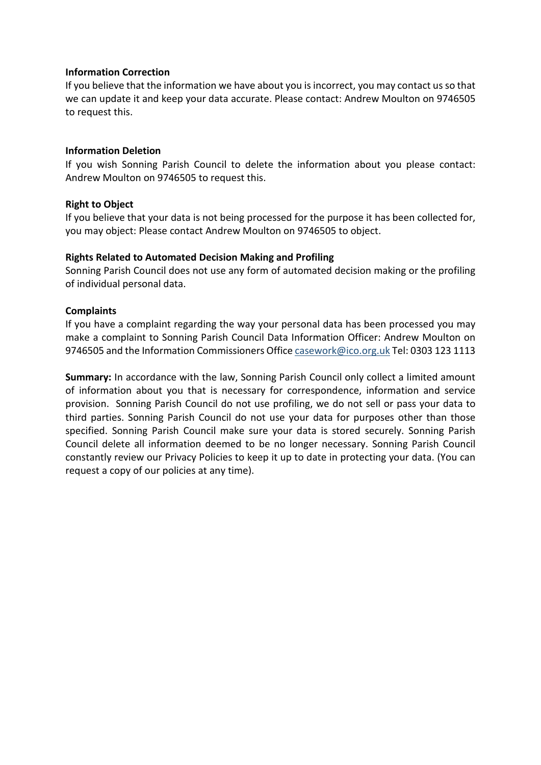**Information Correction**

If you believe that the information we have about you is incorrect, you may contact us so that we can update it and keep your data accurate. Please contact: Andrew Moulton on 9746505 to request this.

**Information Deletion**

If you wish Sonning Parish Council to delete the information about you please contact: Andrew Moulton on 9746505 to request this.

**Right to Object**

If you believe that your data is not being processed for the purpose it has been collected for, you may object: Please contact Andrew Moulton on 9746505 to object.

**Rights Related to Automated Decision Making and Profiling**

Sonning Parish Council does not use any form of automated decision making or the profiling of individual personal data.

**Complaints**

If you have a complaint regarding the way your personal data has been processed you may make a complaint to Sonning Parish Council Data Information Officer: Andrew Moulton on 9746505 and the Information Commissioners Office casework@ico.org.uk Tel: 0303 123 1113

**Summary:** In accordance with the law, Sonning Parish Council only collect a limited amount of information about you that is necessary for correspondence, information and service provision. Sonning Parish Council do not use profiling, we do not sell or pass your data to third parties. Sonning Parish Council do not use your data for purposes other than those specified. Sonning Parish Council make sure your data is stored securely. Sonning Parish Council delete all information deemed to be no longer necessary. Sonning Parish Council constantly review our Privacy Policies to keep it up to date in protecting your data. (You can request a copy of our policies at any time).